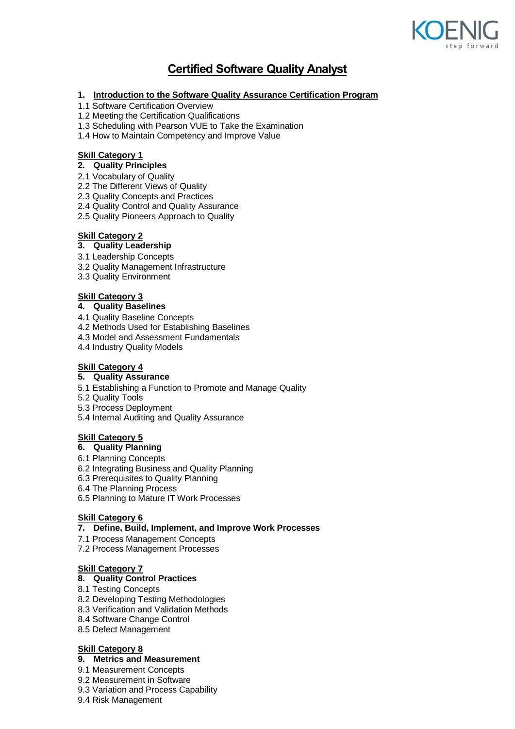# Certified Software Quality Analyst

## 1. Introduction to the Software Quality Assurance Certification Program

1.1 Software Certification Overview
1.2 Meeting the Certification Qualifications
1.3 Scheduling with Pearson VUE to Take the Examination
1.4 How to Maintain Competency and Improve Value

**Skill Category 1**

### 2. Quality Principles

2.1 Vocabulary of Quality
2.2 The Different Views of Quality
2.3 Quality Concepts and Practices
2.4 Quality Control and Quality Assurance
2.5 Quality Pioneers Approach to Quality

**Skill Category 2**

### 3. Quality Leadership

3.1 Leadership Concepts
3.2 Quality Management Infrastructure
3.3 Quality Environment

**Skill Category 3**

### 4. Quality Baselines

4.1 Quality Baseline Concepts
4.2 Methods Used for Establishing Baselines
4.3 Model and Assessment Fundamentals
4.4 Industry Quality Models

**Skill Category 4**

### 5. Quality Assurance

5.1 Establishing a Function to Promote and Manage Quality
5.2 Quality Tools
5.3 Process Deployment
5.4 Internal Auditing and Quality Assurance

**Skill Category 5**

### 6. Quality Planning

6.1 Planning Concepts
6.2 Integrating Business and Quality Planning
6.3 Prerequisites to Quality Planning
6.4 The Planning Process
6.5 Planning to Mature IT Work Processes

**Skill Category 6**

### 7. Define, Build, Implement, and Improve Work Processes

7.1 Process Management Concepts
7.2 Process Management Processes

**Skill Category 7**

### 8. Quality Control Practices

8.1 Testing Concepts
8.2 Developing Testing Methodologies
8.3 Verification and Validation Methods
8.4 Software Change Control
8.5 Defect Management

**Skill Category 8**

### 9. Metrics and Measurement

9.1 Measurement Concepts
9.2 Measurement in Software
9.3 Variation and Process Capability
9.4 Risk Management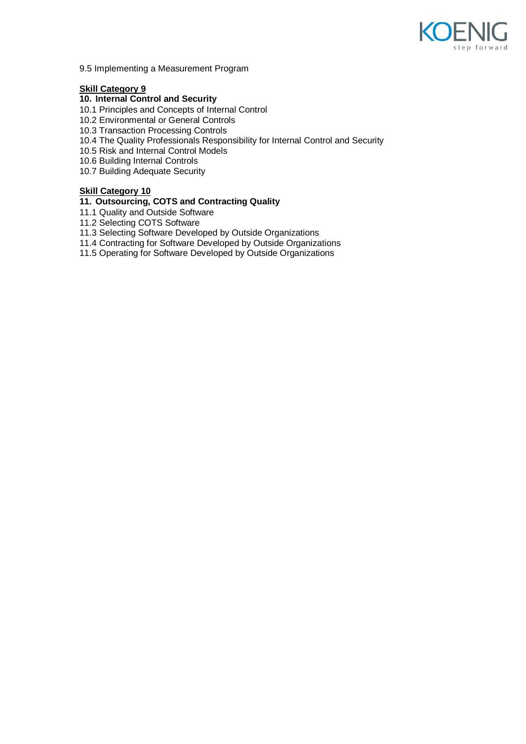9.5 Implementing a Measurement Program

**Skill Category 9**

**10. Internal Control and Security**

10.1 Principles and Concepts of Internal Control
10.2 Environmental or General Controls
10.3 Transaction Processing Controls
10.4 The Quality Professionals Responsibility for Internal Control and Security
10.5 Risk and Internal Control Models
10.6 Building Internal Controls
10.7 Building Adequate Security

**Skill Category 10**

**11. Outsourcing, COTS and Contracting Quality**

11.1 Quality and Outside Software
11.2 Selecting COTS Software
11.3 Selecting Software Developed by Outside Organizations
11.4 Contracting for Software Developed by Outside Organizations
11.5 Operating for Software Developed by Outside Organizations